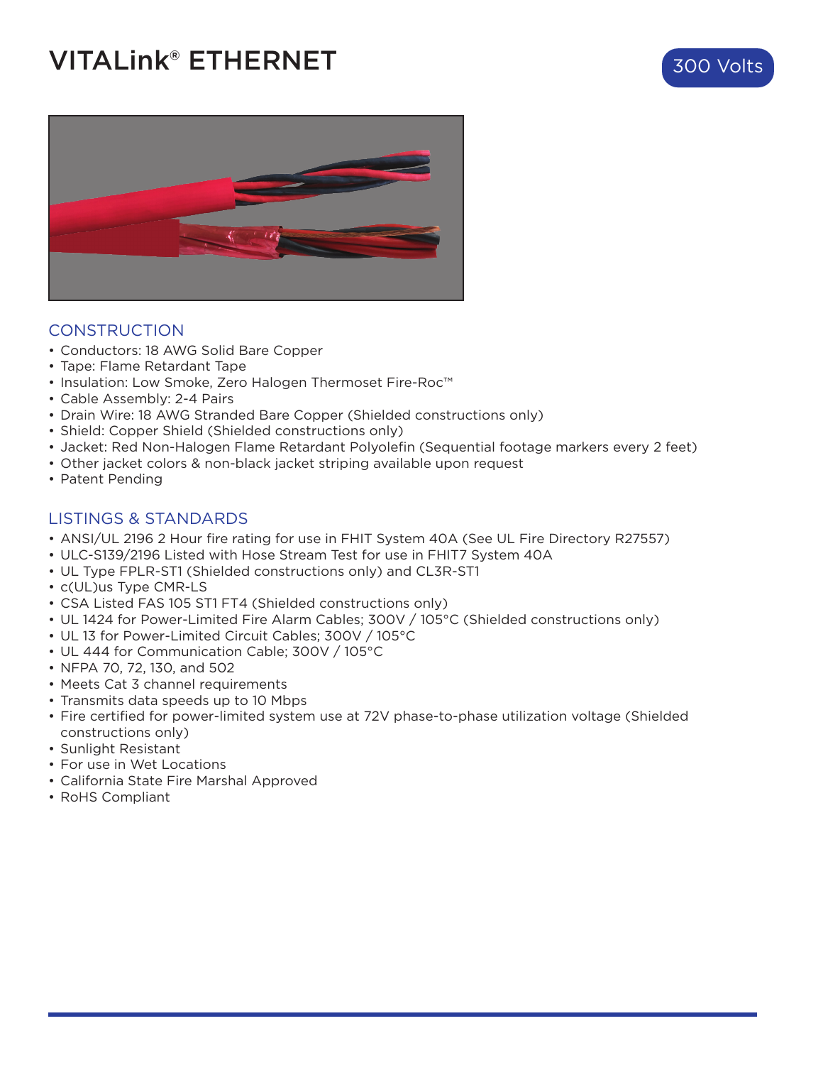# VITALink® ETHERNET

300 Volts

## CONSTRUCTION

- Conductors: 18 AWG Solid Bare Copper
- Tape: Flame Retardant Tape
- Insulation: Low Smoke, Zero Halogen Thermoset Fire-Roc™
- Cable Assembly: 2-4 Pairs
- Drain Wire: 18 AWG Stranded Bare Copper (Shielded constructions only)
- Shield: Copper Shield (Shielded constructions only)
- Jacket: Red Non-Halogen Flame Retardant Polyolefin (Sequential footage markers every 2 feet)
- Other jacket colors & non-black jacket striping available upon request
- Patent Pending

## LISTINGS & STANDARDS

- ANSI/UL 2196 2 Hour fire rating for use in FHIT System 40A (See UL Fire Directory R27557)
- ULC-S139/2196 Listed with Hose Stream Test for use in FHIT7 System 40A
- UL Type FPLR-ST1 (Shielded constructions only) and CL3R-ST1
- c(UL)us Type CMR-LS
- CSA Listed FAS 105 ST1 FT4 (Shielded constructions only)
- UL 1424 for Power-Limited Fire Alarm Cables; 300V / 105°C (Shielded constructions only)
- UL 13 for Power-Limited Circuit Cables; 300V / 105°C
- UL 444 for Communication Cable; 300V / 105°C
- NFPA 70, 72, 130, and 502
- Meets Cat 3 channel requirements
- Transmits data speeds up to 10 Mbps
- Fire certified for power-limited system use at 72V phase-to-phase utilization voltage (Shielded constructions only)
- Sunlight Resistant
- For use in Wet Locations
- California State Fire Marshal Approved
- RoHS Compliant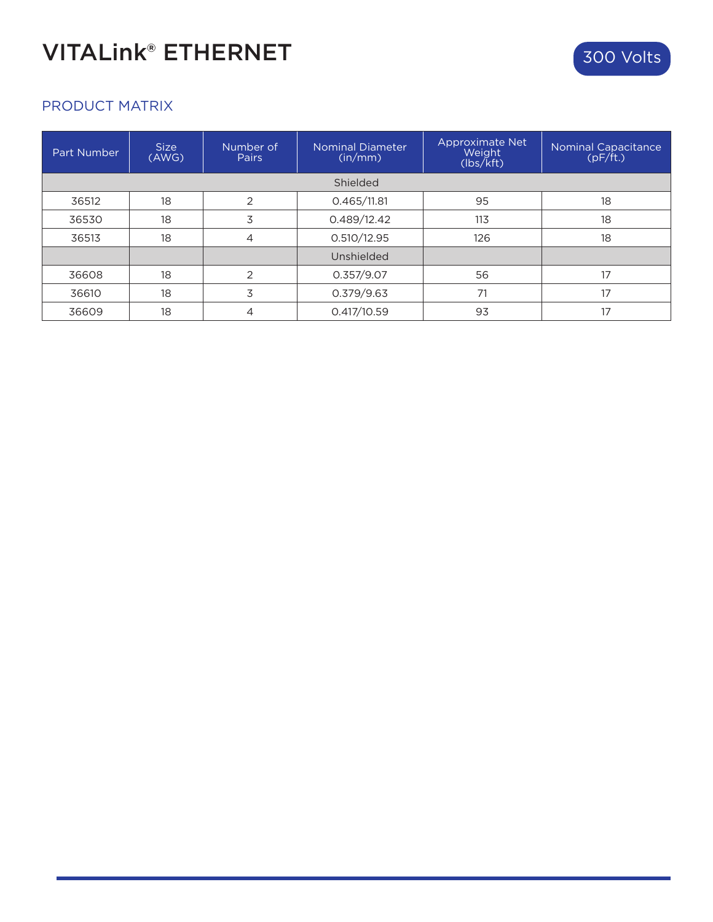# VITALink® ETHERNET

300 Volts

## PRODUCT MATRIX

| Part Number | Size (AWG) | Number of Pairs | Nominal Diameter (in/mm) | Approximate Net Weight (lbs/kft) | Nominal Capacitance (pF/ft.) |
|---|---|---|---|---|---|
| Shielded | | | | | |
| 36512 | 18 | 2 | 0.465/11.81 | 95 | 18 |
| 36530 | 18 | 3 | 0.489/12.42 | 113 | 18 |
| 36513 | 18 | 4 | 0.510/12.95 | 126 | 18 |
| | | | Unshielded | | |
| 36608 | 18 | 2 | 0.357/9.07 | 56 | 17 |
| 36610 | 18 | 3 | 0.379/9.63 | 71 | 17 |
| 36609 | 18 | 4 | 0.417/10.59 | 93 | 17 |